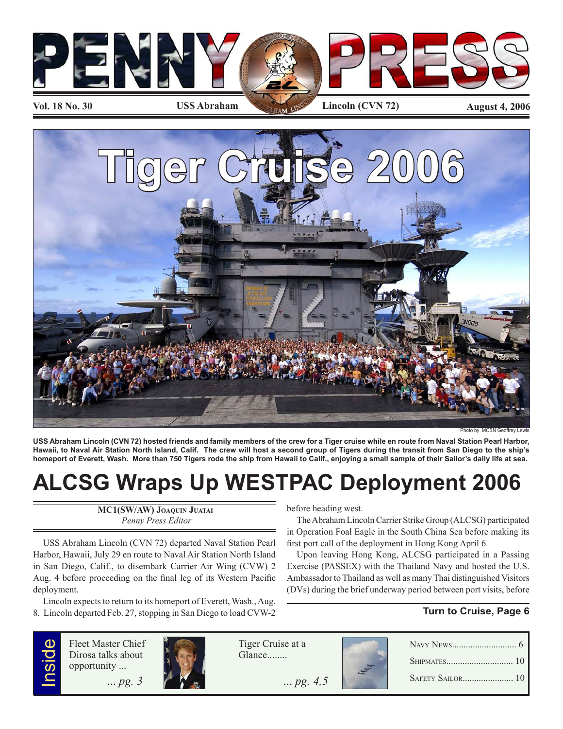# PENNY PRESS

**Vol. 18 No. 30** | **USS Abraham Lincoln (CVN 72)** | **August 4, 2006**

## Tiger Cruise 2006

Photo by MCSN Geoffrey Lewis

**USS Abraham Lincoln (CVN 72) hosted friends and family members of the crew for a Tiger cruise while en route from Naval Station Pearl Harbor, Hawaii, to Naval Air Station North Island, Calif. The crew will host a second group of Tigers during the transit from San Diego to the ship's homeport of Everett, Wash. More than 750 Tigers rode the ship from Hawaii to Calif., enjoying a small sample of their Sailor's daily life at sea.**

# ALCSG Wraps Up WESTPAC Deployment 2006

**MC1(SW/AW) Joaquin Juatai**
*Penny Press Editor*

USS Abraham Lincoln (CVN 72) departed Naval Station Pearl Harbor, Hawaii, July 29 en route to Naval Air Station North Island in San Diego, Calif., to disembark Carrier Air Wing (CVW) 2 Aug. 4 before proceeding on the final leg of its Western Pacific deployment.

Lincoln expects to return to its homeport of Everett, Wash., Aug. 8. Lincoln departed Feb. 27, stopping in San Diego to load CVW-2 before heading west.

The Abraham Lincoln Carrier Strike Group (ALCSG) participated in Operation Foal Eagle in the South China Sea before making its first port call of the deployment in Hong Kong April 6.

Upon leaving Hong Kong, ALCSG participated in a Passing Exercise (PASSEX) with the Thailand Navy and hosted the U.S. Ambassador to Thailand as well as many Thai distinguished Visitors (DVs) during the brief underway period between port visits, before

**Turn to Cruise, Page 6**

## Inside

Fleet Master Chief Dirosa talks about opportunity ... *... pg. 3*

Tiger Cruise at a Glance........ *... pg. 4,5*

Navy News............................ 6
Shipmates............................ 10
Safety Sailor...................... 10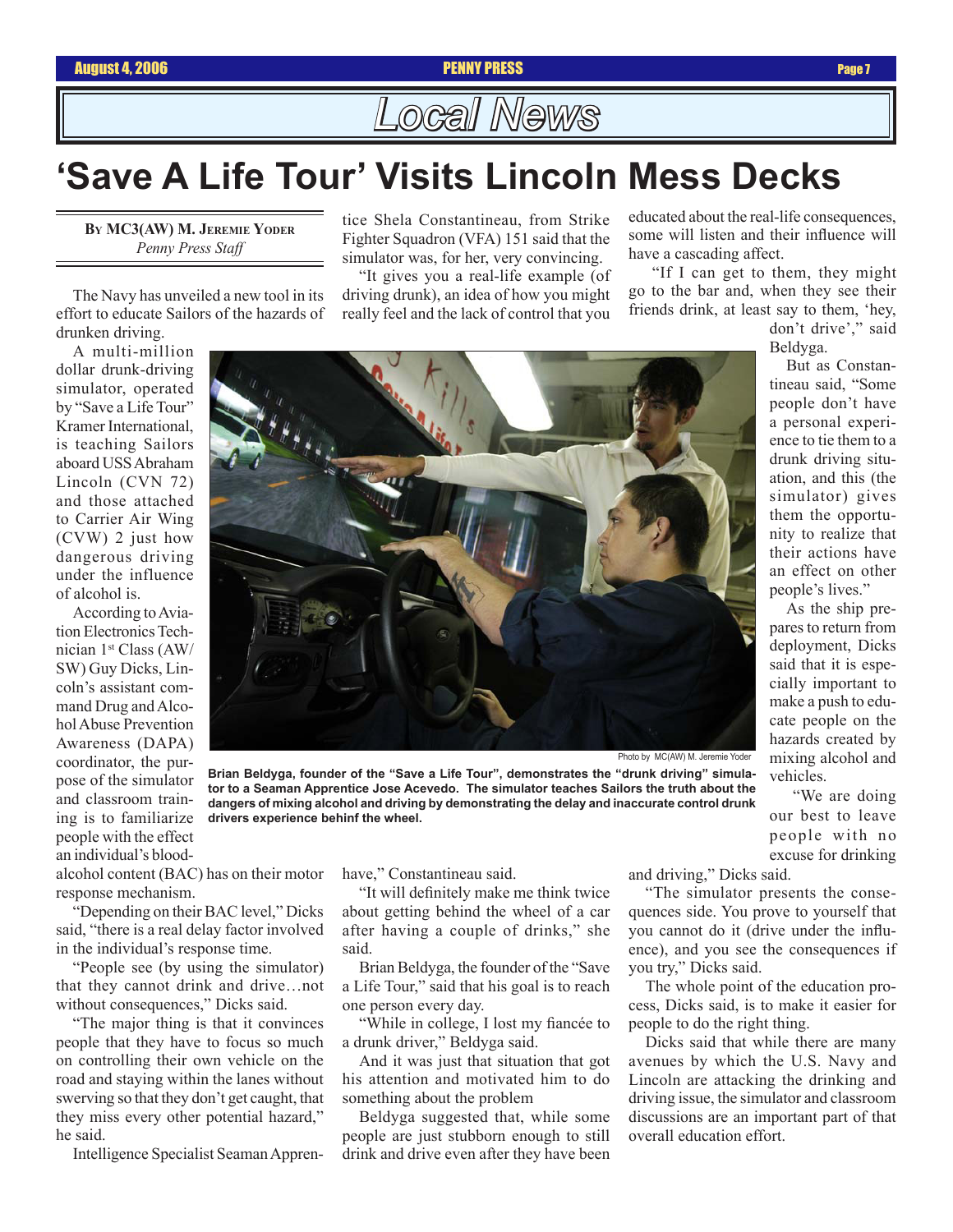# Local News

## 'Save A Life Tour' Visits Lincoln Mess Decks

**By MC3(AW) M. Jeremie Yoder**
*Penny Press Staff*

The Navy has unveiled a new tool in its effort to educate Sailors of the hazards of drunken driving.

A multi-million dollar drunk-driving simulator, operated by "Save a Life Tour" Kramer International, is teaching Sailors aboard USS Abraham Lincoln (CVN 72) and those attached to Carrier Air Wing (CVW) 2 just how dangerous driving under the influence of alcohol is.

According to Aviation Electronics Technician 1st Class (AW/SW) Guy Dicks, Lincoln's assistant command Drug and Alcohol Abuse Prevention Awareness (DAPA) coordinator, the purpose of the simulator and classroom training is to familiarize people with the effect an individual's blood-alcohol content (BAC) has on their motor response mechanism.

"Depending on their BAC level," Dicks said, "there is a real delay factor involved in the individual's response time.

"People see (by using the simulator) that they cannot drink and drive…not without consequences," Dicks said.

"The major thing is that it convinces people that they have to focus so much on controlling their own vehicle on the road and staying within the lanes without swerving so that they don't get caught, that they miss every other potential hazard," he said.

Intelligence Specialist Seaman Apprentice Shela Constantineau, from Strike Fighter Squadron (VFA) 151 said that the simulator was, for her, very convincing.

"It gives you a real-life example (of driving drunk), an idea of how you might really feel and the lack of control that you have," Constantineau said.

"It will definitely make me think twice about getting behind the wheel of a car after having a couple of drinks," she said.

Brian Beldyga, the founder of the "Save a Life Tour," said that his goal is to reach one person every day.

"While in college, I lost my fiancée to a drunk driver," Beldyga said.

And it was just that situation that got his attention and motivated him to do something about the problem

Beldyga suggested that, while some people are just stubborn enough to still drink and drive even after they have been educated about the real-life consequences, some will listen and their influence will have a cascading affect.

"If I can get to them, they might go to the bar and, when they see their friends drink, at least say to them, 'hey, don't drive'," said Beldyga.

But as Constantineau said, "Some people don't have a personal experience to tie them to a drunk driving situation, and this (the simulator) gives them the opportunity to realize that their actions have an effect on other people's lives."

As the ship prepares to return from deployment, Dicks said that it is especially important to make a push to educate people on the hazards created by mixing alcohol and vehicles.

"We are doing our best to leave people with no excuse for drinking and driving," Dicks said.

"The simulator presents the consequences side. You prove to yourself that you cannot do it (drive under the influence), and you see the consequences if you try," Dicks said.

The whole point of the education process, Dicks said, is to make it easier for people to do the right thing.

Dicks said that while there are many avenues by which the U.S. Navy and Lincoln are attacking the drinking and driving issue, the simulator and classroom discussions are an important part of that overall education effort.

Photo by MC(AW) M. Jeremie Yoder

**Brian Beldyga, founder of the "Save a Life Tour", demonstrates the "drunk driving" simulator to a Seaman Apprentice Jose Acevedo. The simulator teaches Sailors the truth about the dangers of mixing alcohol and driving by demonstrating the delay and inaccurate control drunk drivers experience behinf the wheel.**